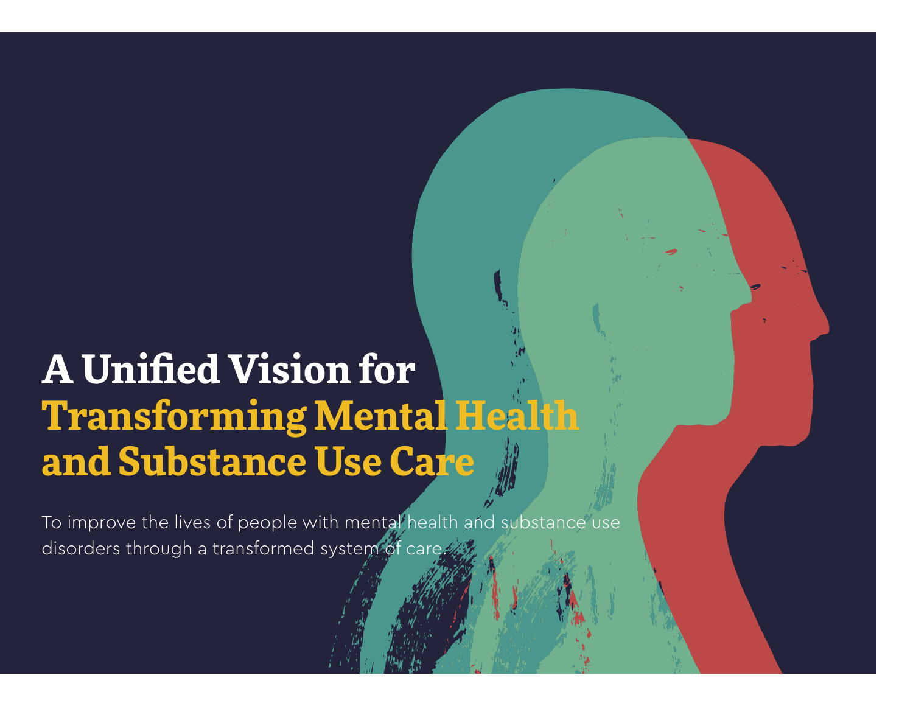# A Unified Vision for Transforming Mental Health and Substance Use Care

To improve the lives of people with mental health and substance use disorders through a transformed system of care.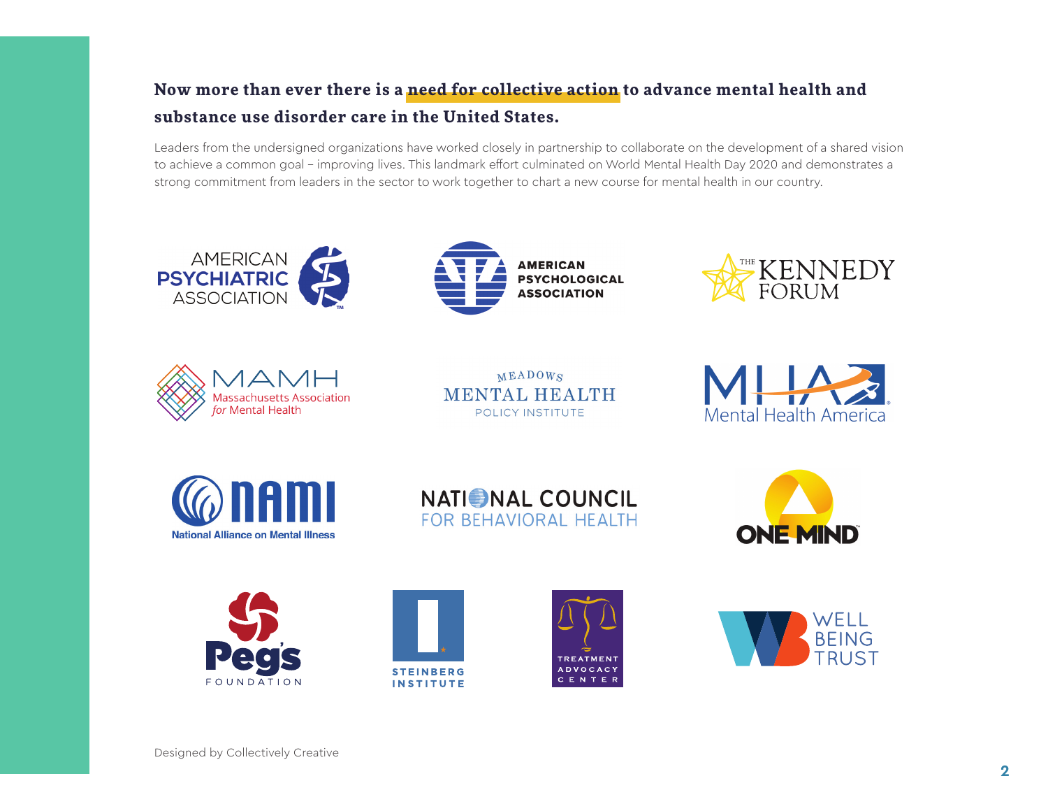**Now more than ever there is a need for collective action to advance mental health and substance use disorder care in the United States.**

Leaders from the undersigned organizations have worked closely in partnership to collaborate on the development of a shared vision to achieve a common goal – improving lives. This landmark effort culminated on World Mental Health Day 2020 and demonstrates a strong commitment from leaders in the sector to work together to chart a new course for mental health in our country.

American Psychiatric Association

American Psychological Association

The Kennedy Forum

MAMH Massachusetts Association for Mental Health

Meadows Mental Health Policy Institute

MHA Mental Health America

NAMI National Alliance on Mental Illness

National Council for Behavioral Health

One Mind

Peg's Foundation

Steinberg Institute

Treatment Advocacy Center

Well Being Trust

Designed by Collectively Creative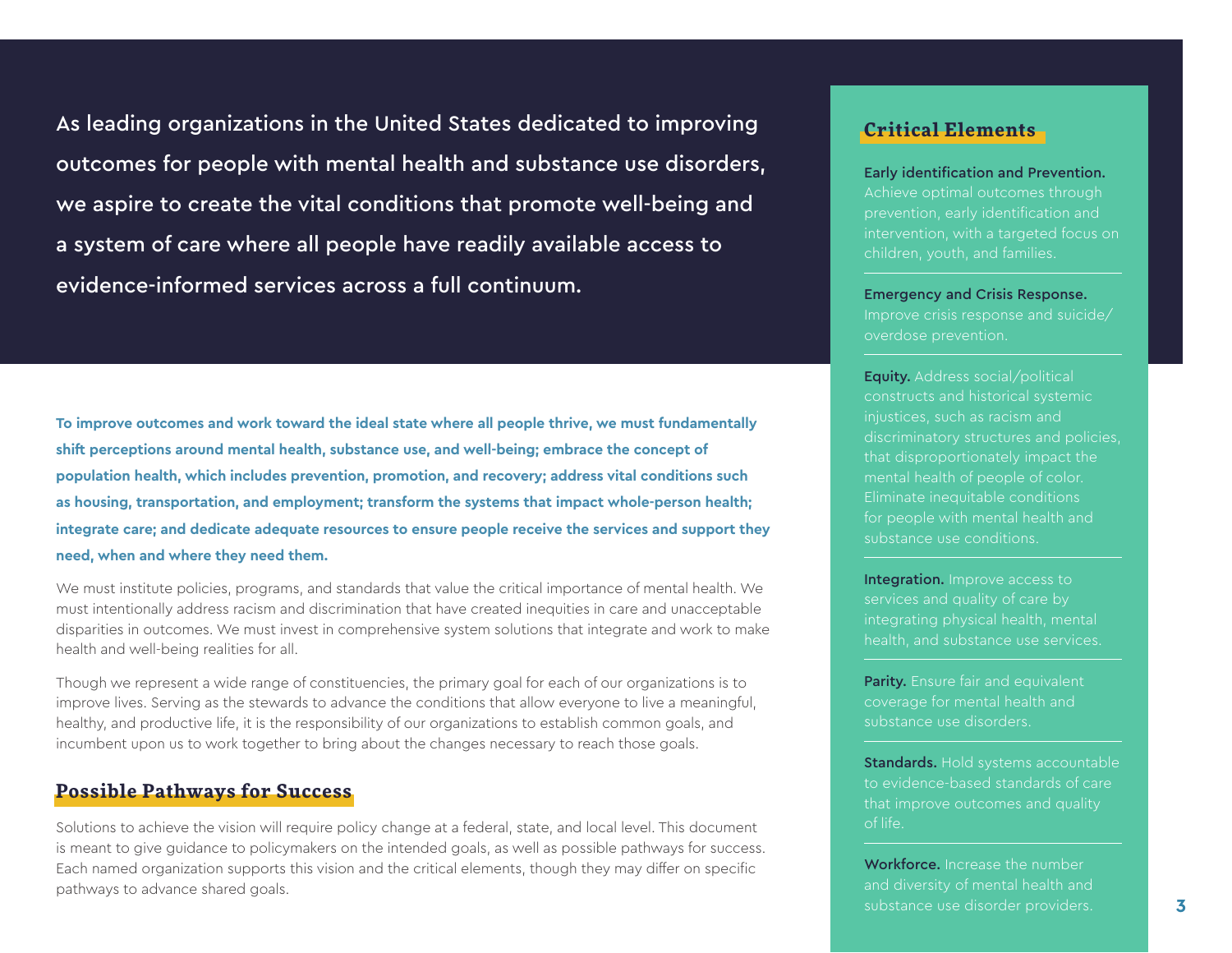As leading organizations in the United States dedicated to improving outcomes for people with mental health and substance use disorders, we aspire to create the vital conditions that promote well-being and a system of care where all people have readily available access to evidence-informed services across a full continuum.

**To improve outcomes and work toward the ideal state where all people thrive, we must fundamentally shift perceptions around mental health, substance use, and well-being; embrace the concept of population health, which includes prevention, promotion, and recovery; address vital conditions such as housing, transportation, and employment; transform the systems that impact whole-person health; integrate care; and dedicate adequate resources to ensure people receive the services and support they need, when and where they need them.**

We must institute policies, programs, and standards that value the critical importance of mental health. We must intentionally address racism and discrimination that have created inequities in care and unacceptable disparities in outcomes. We must invest in comprehensive system solutions that integrate and work to make health and well-being realities for all.

Though we represent a wide range of constituencies, the primary goal for each of our organizations is to improve lives. Serving as the stewards to advance the conditions that allow everyone to live a meaningful, healthy, and productive life, it is the responsibility of our organizations to establish common goals, and incumbent upon us to work together to bring about the changes necessary to reach those goals.

## Possible Pathways for Success

Solutions to achieve the vision will require policy change at a federal, state, and local level. This document is meant to give guidance to policymakers on the intended goals, as well as possible pathways for success. Each named organization supports this vision and the critical elements, though they may differ on specific pathways to advance shared goals.

## Critical Elements

**Early identification and Prevention.** Achieve optimal outcomes through prevention, early identification and intervention, with a targeted focus on children, youth, and families.

**Emergency and Crisis Response.** Improve crisis response and suicide/overdose prevention.

**Equity.** Address social/political constructs and historical systemic injustices, such as racism and discriminatory structures and policies, that disproportionately impact the mental health of people of color. Eliminate inequitable conditions for people with mental health and substance use conditions.

**Integration.** Improve access to services and quality of care by integrating physical health, mental health, and substance use services.

**Parity.** Ensure fair and equivalent coverage for mental health and substance use disorders.

**Standards.** Hold systems accountable to evidence-based standards of care that improve outcomes and quality of life.

**Workforce.** Increase the number and diversity of mental health and substance use disorder providers.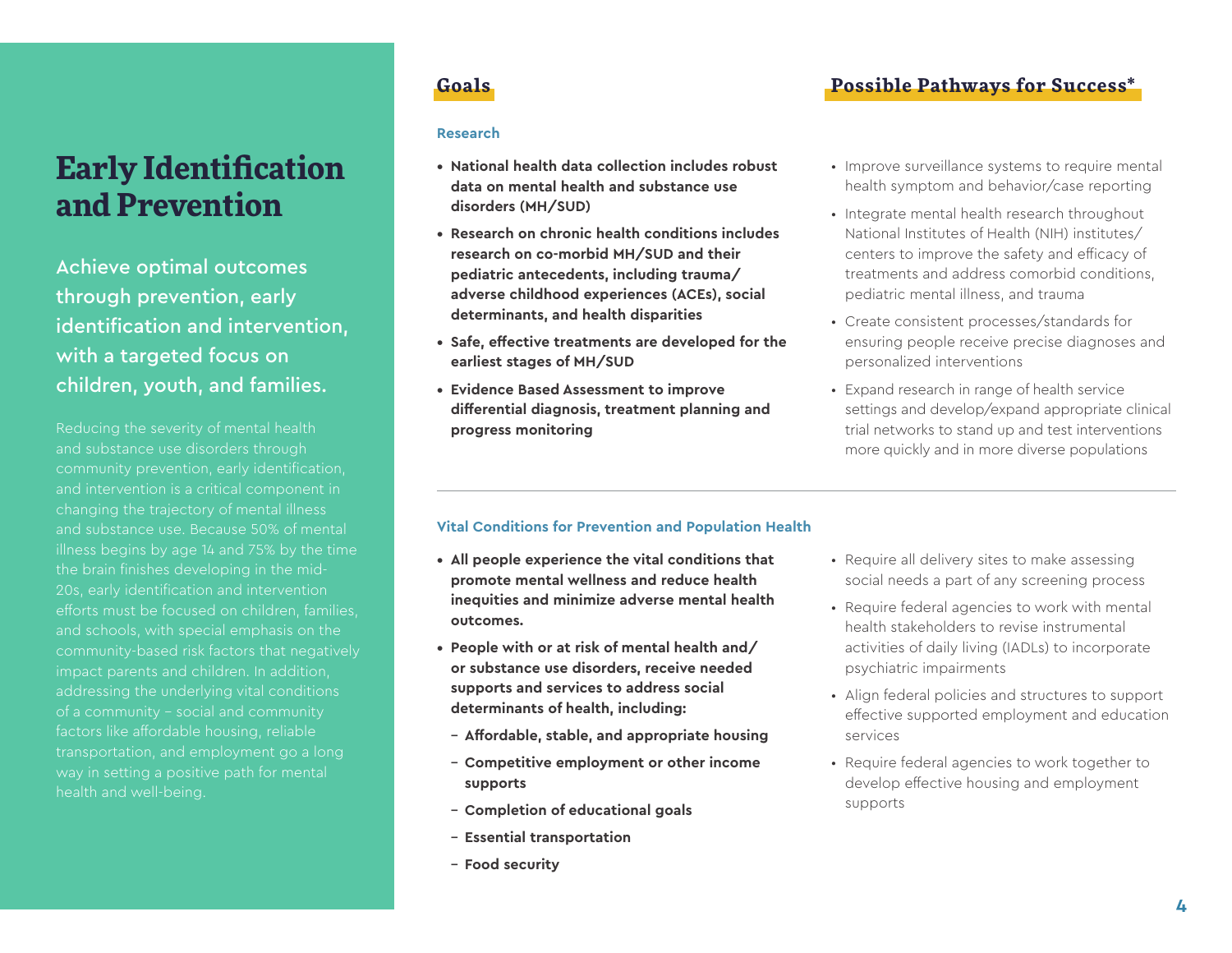# Early Identification and Prevention

## Achieve optimal outcomes through prevention, early identification and intervention, with a targeted focus on children, youth, and families.

Reducing the severity of mental health and substance use disorders through community prevention, early identification, and intervention is a critical component in changing the trajectory of mental illness and substance use. Because 50% of mental illness begins by age 14 and 75% by the time the brain finishes developing in the mid-20s, early identification and intervention efforts must be focused on children, families, and schools, with special emphasis on the community-based risk factors that negatively impact parents and children. In addition, addressing the underlying vital conditions of a community – social and community factors like affordable housing, reliable transportation, and employment go a long way in setting a positive path for mental health and well-being.

### Research

**Goals**

- **National health data collection includes robust data on mental health and substance use disorders (MH/SUD)**
- **Research on chronic health conditions includes research on co-morbid MH/SUD and their pediatric antecedents, including trauma/adverse childhood experiences (ACEs), social determinants, and health disparities**
- **Safe, effective treatments are developed for the earliest stages of MH/SUD**
- **Evidence Based Assessment to improve differential diagnosis, treatment planning and progress monitoring**

**Possible Pathways for Success***

- Improve surveillance systems to require mental health symptom and behavior/case reporting
- Integrate mental health research throughout National Institutes of Health (NIH) institutes/centers to improve the safety and efficacy of treatments and address comorbid conditions, pediatric mental illness, and trauma
- Create consistent processes/standards for ensuring people receive precise diagnoses and personalized interventions
- Expand research in range of health service settings and develop/expand appropriate clinical trial networks to stand up and test interventions more quickly and in more diverse populations

### Vital Conditions for Prevention and Population Health

**Goals**

- **All people experience the vital conditions that promote mental wellness and reduce health inequities and minimize adverse mental health outcomes.**
- **People with or at risk of mental health and/or substance use disorders, receive needed supports and services to address social determinants of health, including:**
  - **Affordable, stable, and appropriate housing**
  - **Competitive employment or other income supports**
  - **Completion of educational goals**
  - **Essential transportation**
  - **Food security**

**Possible Pathways for Success***

- Require all delivery sites to make assessing social needs a part of any screening process
- Require federal agencies to work with mental health stakeholders to revise instrumental activities of daily living (IADLs) to incorporate psychiatric impairments
- Align federal policies and structures to support effective supported employment and education services
- Require federal agencies to work together to develop effective housing and employment supports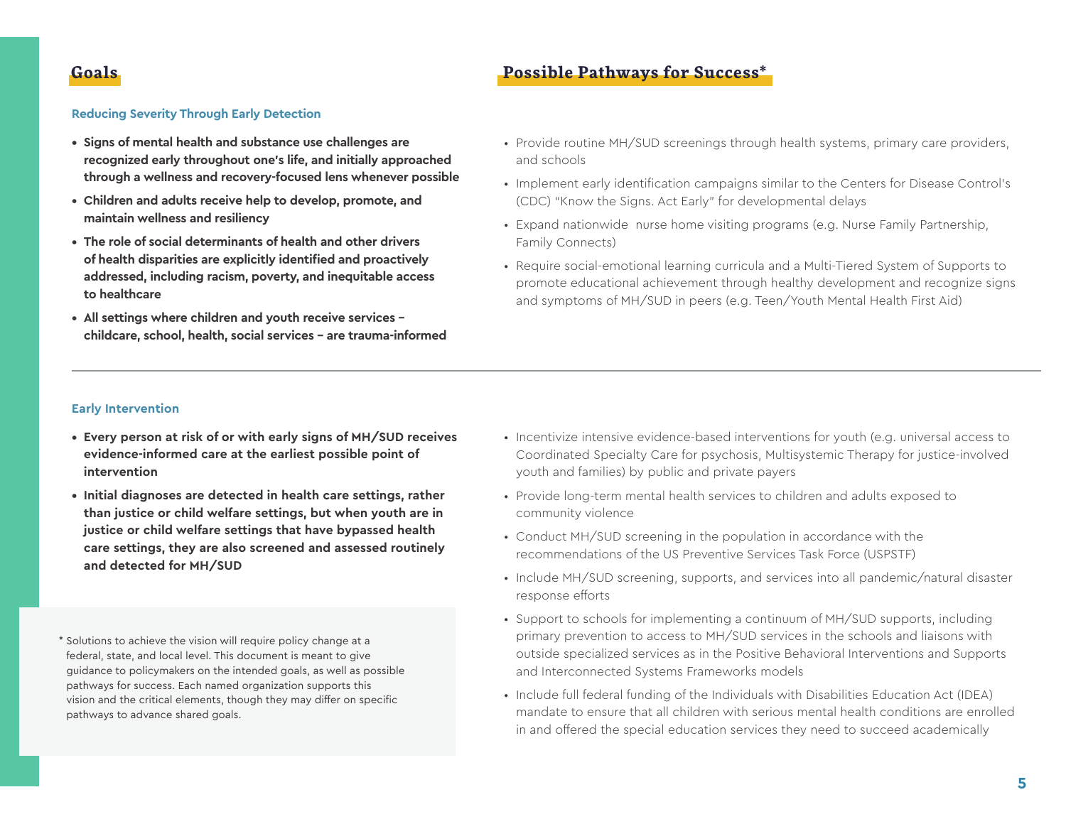## Goals

### Reducing Severity Through Early Detection

- **Signs of mental health and substance use challenges are recognized early throughout one's life, and initially approached through a wellness and recovery-focused lens whenever possible**
- **Children and adults receive help to develop, promote, and maintain wellness and resiliency**
- **The role of social determinants of health and other drivers of health disparities are explicitly identified and proactively addressed, including racism, poverty, and inequitable access to healthcare**
- **All settings where children and youth receive services – childcare, school, health, social services – are trauma-informed**

## Possible Pathways for Success*

- Provide routine MH/SUD screenings through health systems, primary care providers, and schools
- Implement early identification campaigns similar to the Centers for Disease Control's (CDC) "Know the Signs. Act Early" for developmental delays
- Expand nationwide nurse home visiting programs (e.g. Nurse Family Partnership, Family Connects)
- Require social-emotional learning curricula and a Multi-Tiered System of Supports to promote educational achievement through healthy development and recognize signs and symptoms of MH/SUD in peers (e.g. Teen/Youth Mental Health First Aid)

---

### Early Intervention

- **Every person at risk of or with early signs of MH/SUD receives evidence-informed care at the earliest possible point of intervention**
- **Initial diagnoses are detected in health care settings, rather than justice or child welfare settings, but when youth are in justice or child welfare settings that have bypassed health care settings, they are also screened and assessed routinely and detected for MH/SUD**

**Possible Pathways for Success***

- Incentivize intensive evidence-based interventions for youth (e.g. universal access to Coordinated Specialty Care for psychosis, Multisystemic Therapy for justice-involved youth and families) by public and private payers
- Provide long-term mental health services to children and adults exposed to community violence
- Conduct MH/SUD screening in the population in accordance with the recommendations of the US Preventive Services Task Force (USPSTF)
- Include MH/SUD screening, supports, and services into all pandemic/natural disaster response efforts
- Support to schools for implementing a continuum of MH/SUD supports, including primary prevention to access to MH/SUD services in the schools and liaisons with outside specialized services as in the Positive Behavioral Interventions and Supports and Interconnected Systems Frameworks models
- Include full federal funding of the Individuals with Disabilities Education Act (IDEA) mandate to ensure that all children with serious mental health conditions are enrolled in and offered the special education services they need to succeed academically

\* Solutions to achieve the vision will require policy change at a federal, state, and local level. This document is meant to give guidance to policymakers on the intended goals, as well as possible pathways for success. Each named organization supports this vision and the critical elements, though they may differ on specific pathways to advance shared goals.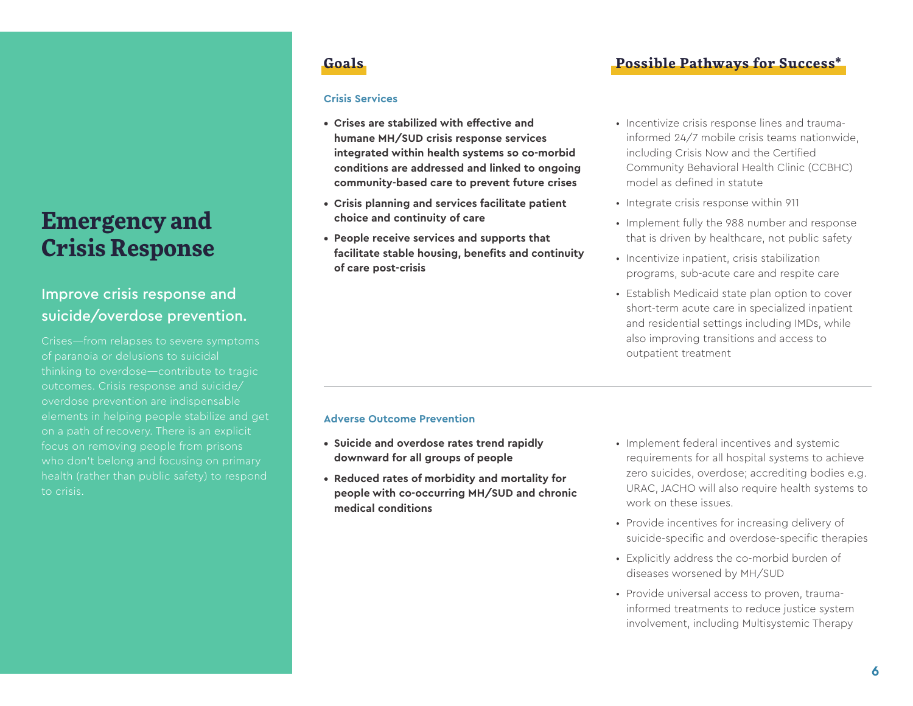# Emergency and Crisis Response

## Improve crisis response and suicide/overdose prevention.

Crises—from relapses to severe symptoms of paranoia or delusions to suicidal thinking to overdose—contribute to tragic outcomes. Crisis response and suicide/overdose prevention are indispensable elements in helping people stabilize and get on a path of recovery. There is an explicit focus on removing people from prisons who don't belong and focusing on primary health (rather than public safety) to respond to crisis.

### Crisis Services

**Goals**

- **Crises are stabilized with effective and humane MH/SUD crisis response services integrated within health systems so co-morbid conditions are addressed and linked to ongoing community-based care to prevent future crises**
- **Crisis planning and services facilitate patient choice and continuity of care**
- **People receive services and supports that facilitate stable housing, benefits and continuity of care post-crisis**

**Possible Pathways for Success***

- Incentivize crisis response lines and trauma-informed 24/7 mobile crisis teams nationwide, including Crisis Now and the Certified Community Behavioral Health Clinic (CCBHC) model as defined in statute
- Integrate crisis response within 911
- Implement fully the 988 number and response that is driven by healthcare, not public safety
- Incentivize inpatient, crisis stabilization programs, sub-acute care and respite care
- Establish Medicaid state plan option to cover short-term acute care in specialized inpatient and residential settings including IMDs, while also improving transitions and access to outpatient treatment

### Adverse Outcome Prevention

**Goals**

- **Suicide and overdose rates trend rapidly downward for all groups of people**
- **Reduced rates of morbidity and mortality for people with co-occurring MH/SUD and chronic medical conditions**

**Possible Pathways for Success***

- Implement federal incentives and systemic requirements for all hospital systems to achieve zero suicides, overdose; accrediting bodies e.g. URAC, JACHO will also require health systems to work on these issues.
- Provide incentives for increasing delivery of suicide-specific and overdose-specific therapies
- Explicitly address the co-morbid burden of diseases worsened by MH/SUD
- Provide universal access to proven, trauma-informed treatments to reduce justice system involvement, including Multisystemic Therapy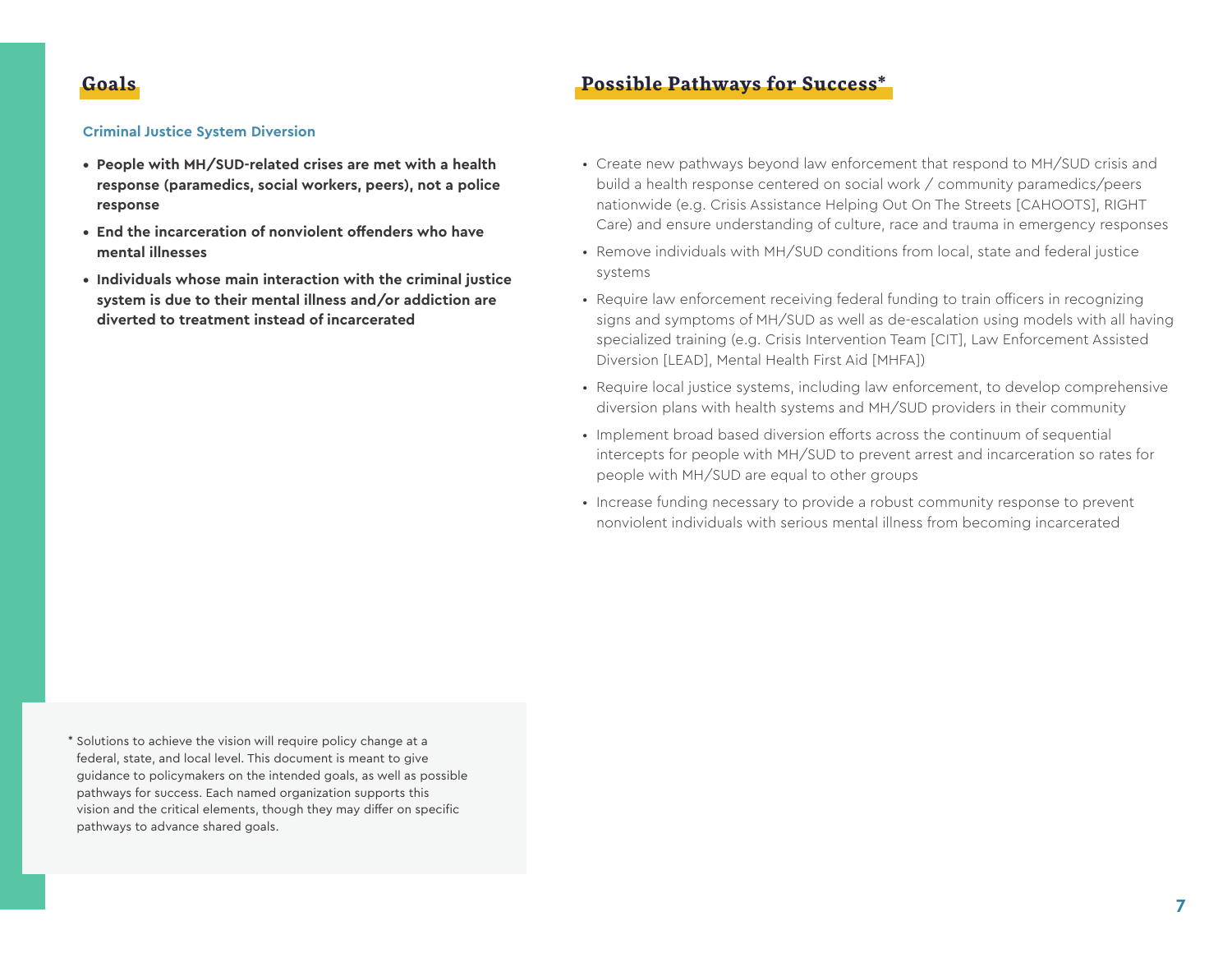## Goals

### Criminal Justice System Diversion

- **People with MH/SUD-related crises are met with a health response (paramedics, social workers, peers), not a police response**
- **End the incarceration of nonviolent offenders who have mental illnesses**
- **Individuals whose main interaction with the criminal justice system is due to their mental illness and/or addiction are diverted to treatment instead of incarcerated**

## Possible Pathways for Success*

- Create new pathways beyond law enforcement that respond to MH/SUD crisis and build a health response centered on social work / community paramedics/peers nationwide (e.g. Crisis Assistance Helping Out On The Streets [CAHOOTS], RIGHT Care) and ensure understanding of culture, race and trauma in emergency responses
- Remove individuals with MH/SUD conditions from local, state and federal justice systems
- Require law enforcement receiving federal funding to train officers in recognizing signs and symptoms of MH/SUD as well as de-escalation using models with all having specialized training (e.g. Crisis Intervention Team [CIT], Law Enforcement Assisted Diversion [LEAD], Mental Health First Aid [MHFA])
- Require local justice systems, including law enforcement, to develop comprehensive diversion plans with health systems and MH/SUD providers in their community
- Implement broad based diversion efforts across the continuum of sequential intercepts for people with MH/SUD to prevent arrest and incarceration so rates for people with MH/SUD are equal to other groups
- Increase funding necessary to provide a robust community response to prevent nonviolent individuals with serious mental illness from becoming incarcerated

* Solutions to achieve the vision will require policy change at a federal, state, and local level. This document is meant to give guidance to policymakers on the intended goals, as well as possible pathways for success. Each named organization supports this vision and the critical elements, though they may differ on specific pathways to advance shared goals.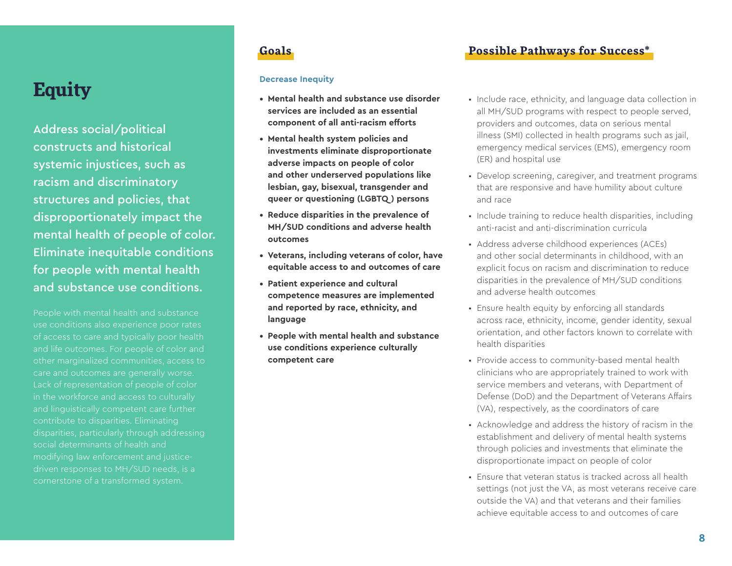# Equity

Address social/political constructs and historical systemic injustices, such as racism and discriminatory structures and policies, that disproportionately impact the mental health of people of color. Eliminate inequitable conditions for people with mental health and substance use conditions.

People with mental health and substance use conditions also experience poor rates of access to care and typically poor health and life outcomes. For people of color and other marginalized communities, access to care and outcomes are generally worse. Lack of representation of people of color in the workforce and access to culturally and linguistically competent care further contribute to disparities. Eliminating disparities, particularly through addressing social determinants of health and modifying law enforcement and justice-driven responses to MH/SUD needs, is a cornerstone of a transformed system.

## Goals

### Decrease Inequity

- **Mental health and substance use disorder services are included as an essential component of all anti-racism efforts**
- **Mental health system policies and investments eliminate disproportionate adverse impacts on people of color and other underserved populations like lesbian, gay, bisexual, transgender and queer or questioning (LGBTQ) persons**
- **Reduce disparities in the prevalence of MH/SUD conditions and adverse health outcomes**
- **Veterans, including veterans of color, have equitable access to and outcomes of care**
- **Patient experience and cultural competence measures are implemented and reported by race, ethnicity, and language**
- **People with mental health and substance use conditions experience culturally competent care**

## Possible Pathways for Success*

- Include race, ethnicity, and language data collection in all MH/SUD programs with respect to people served, providers and outcomes, data on serious mental illness (SMI) collected in health programs such as jail, emergency medical services (EMS), emergency room (ER) and hospital use
- Develop screening, caregiver, and treatment programs that are responsive and have humility about culture and race
- Include training to reduce health disparities, including anti-racist and anti-discrimination curricula
- Address adverse childhood experiences (ACEs) and other social determinants in childhood, with an explicit focus on racism and discrimination to reduce disparities in the prevalence of MH/SUD conditions and adverse health outcomes
- Ensure health equity by enforcing all standards across race, ethnicity, income, gender identity, sexual orientation, and other factors known to correlate with health disparities
- Provide access to community-based mental health clinicians who are appropriately trained to work with service members and veterans, with Department of Defense (DoD) and the Department of Veterans Affairs (VA), respectively, as the coordinators of care
- Acknowledge and address the history of racism in the establishment and delivery of mental health systems through policies and investments that eliminate the disproportionate impact on people of color
- Ensure that veteran status is tracked across all health settings (not just the VA, as most veterans receive care outside the VA) and that veterans and their families achieve equitable access to and outcomes of care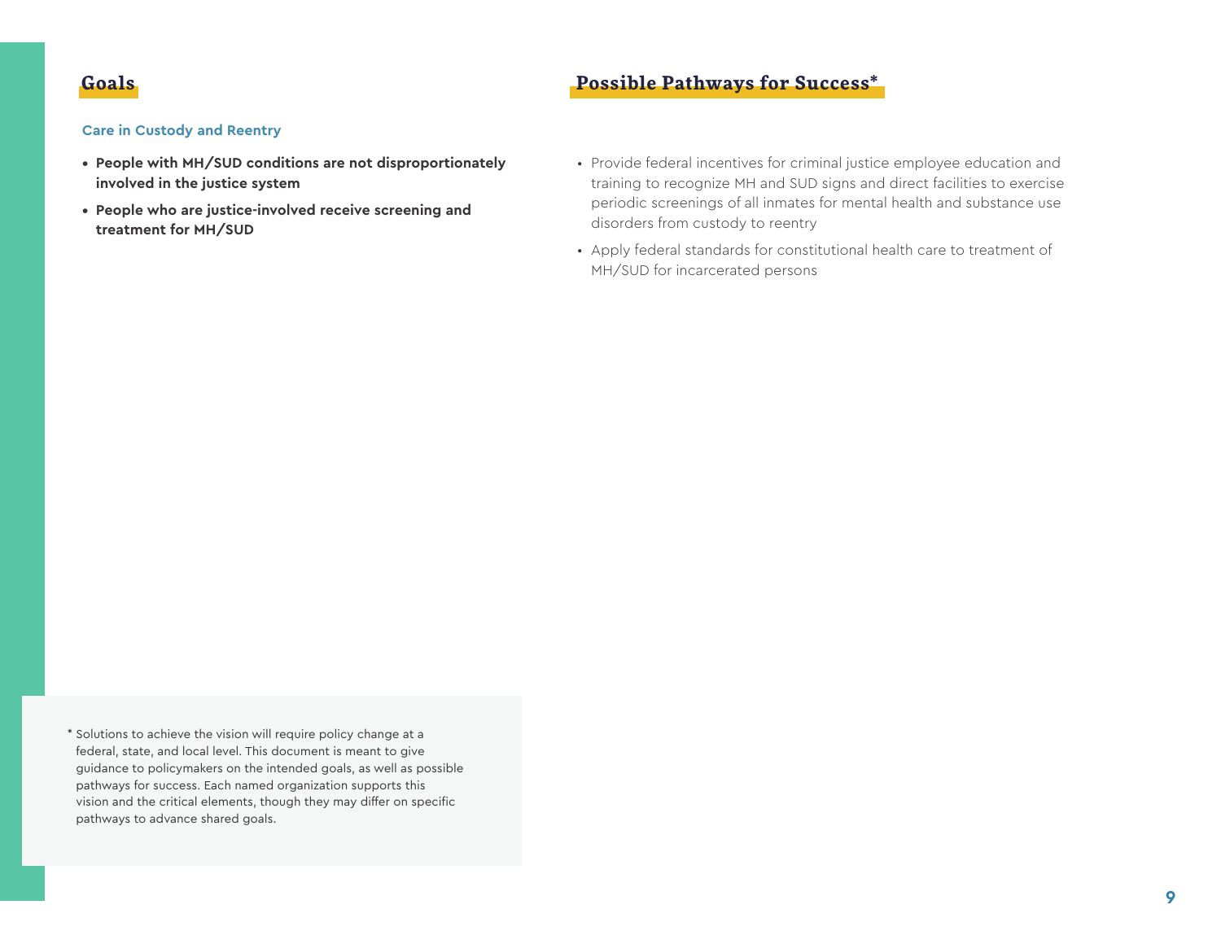## Goals

### Care in Custody and Reentry

- **People with MH/SUD conditions are not disproportionately involved in the justice system**
- **People who are justice-involved receive screening and treatment for MH/SUD**

## Possible Pathways for Success*

- Provide federal incentives for criminal justice employee education and training to recognize MH and SUD signs and direct facilities to exercise periodic screenings of all inmates for mental health and substance use disorders from custody to reentry
- Apply federal standards for constitutional health care to treatment of MH/SUD for incarcerated persons

* Solutions to achieve the vision will require policy change at a federal, state, and local level. This document is meant to give guidance to policymakers on the intended goals, as well as possible pathways for success. Each named organization supports this vision and the critical elements, though they may differ on specific pathways to advance shared goals.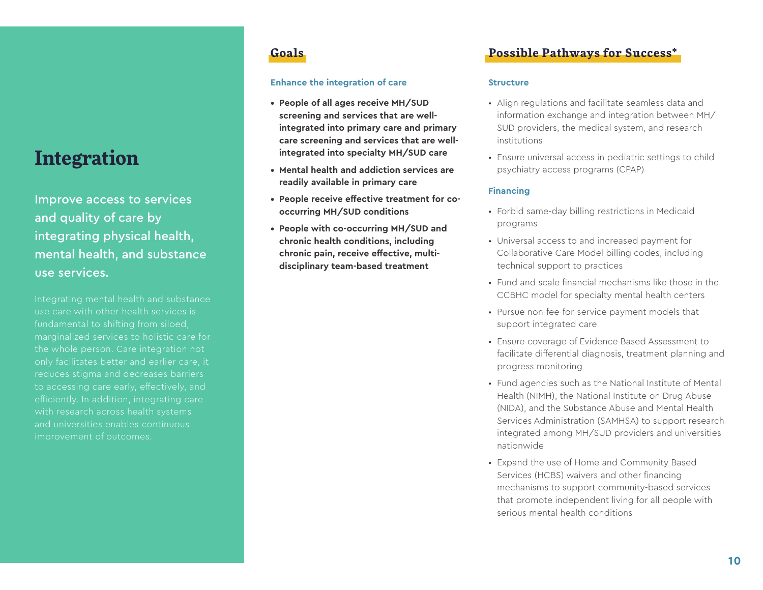# Integration

**Improve access to services and quality of care by integrating physical health, mental health, and substance use services.**

Integrating mental health and substance use care with other health services is fundamental to shifting from siloed, marginalized services to holistic care for the whole person. Care integration not only facilitates better and earlier care, it reduces stigma and decreases barriers to accessing care early, effectively, and efficiently. In addition, integrating care with research across health systems and universities enables continuous improvement of outcomes.

## Goals

### Enhance the integration of care

- **People of all ages receive MH/SUD screening and services that are well-integrated into primary care and primary care screening and services that are well-integrated into specialty MH/SUD care**
- **Mental health and addiction services are readily available in primary care**
- **People receive effective treatment for co-occurring MH/SUD conditions**
- **People with co-occurring MH/SUD and chronic health conditions, including chronic pain, receive effective, multi-disciplinary team-based treatment**

## Possible Pathways for Success*

### Structure

- Align regulations and facilitate seamless data and information exchange and integration between MH/SUD providers, the medical system, and research institutions
- Ensure universal access in pediatric settings to child psychiatry access programs (CPAP)

### Financing

- Forbid same-day billing restrictions in Medicaid programs
- Universal access to and increased payment for Collaborative Care Model billing codes, including technical support to practices
- Fund and scale financial mechanisms like those in the CCBHC model for specialty mental health centers
- Pursue non-fee-for-service payment models that support integrated care
- Ensure coverage of Evidence Based Assessment to facilitate differential diagnosis, treatment planning and progress monitoring
- Fund agencies such as the National Institute of Mental Health (NIMH), the National Institute on Drug Abuse (NIDA), and the Substance Abuse and Mental Health Services Administration (SAMHSA) to support research integrated among MH/SUD providers and universities nationwide
- Expand the use of Home and Community Based Services (HCBS) waivers and other financing mechanisms to support community-based services that promote independent living for all people with serious mental health conditions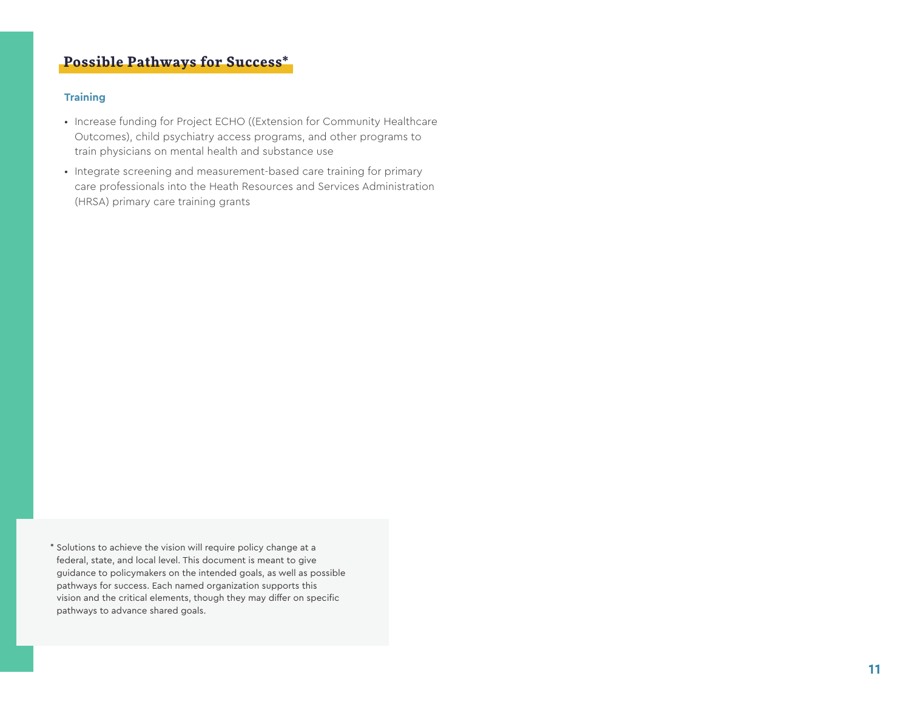## Possible Pathways for Success*

### Training

- Increase funding for Project ECHO ((Extension for Community Healthcare Outcomes), child psychiatry access programs, and other programs to train physicians on mental health and substance use
- Integrate screening and measurement-based care training for primary care professionals into the Heath Resources and Services Administration (HRSA) primary care training grants

\* Solutions to achieve the vision will require policy change at a federal, state, and local level. This document is meant to give guidance to policymakers on the intended goals, as well as possible pathways for success. Each named organization supports this vision and the critical elements, though they may differ on specific pathways to advance shared goals.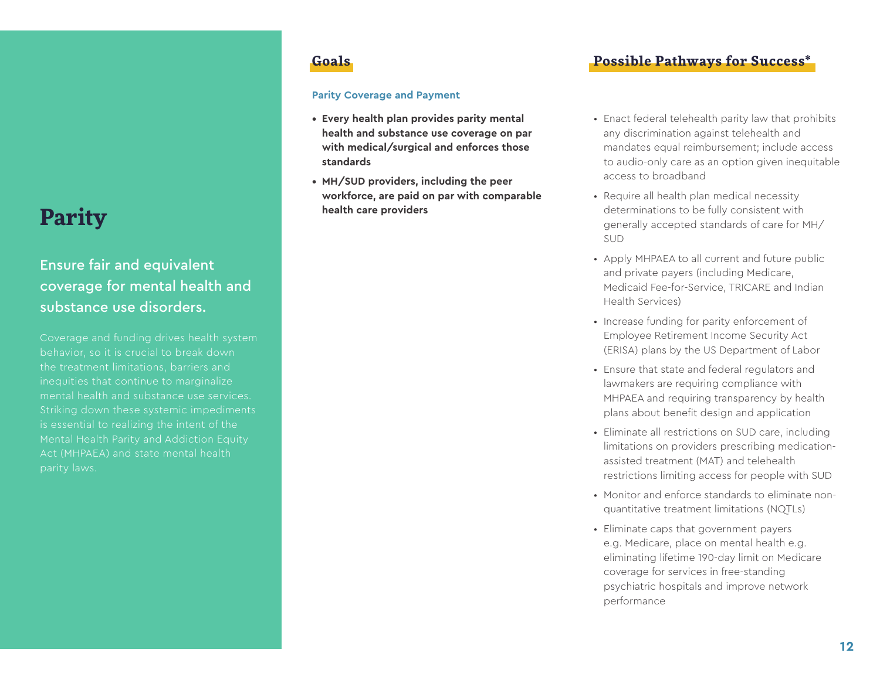# Parity

## Ensure fair and equivalent coverage for mental health and substance use disorders.

Coverage and funding drives health system behavior, so it is crucial to break down the treatment limitations, barriers and inequities that continue to marginalize mental health and substance use services. Striking down these systemic impediments is essential to realizing the intent of the Mental Health Parity and Addiction Equity Act (MHPAEA) and state mental health parity laws.

## Goals

### Parity Coverage and Payment

- **Every health plan provides parity mental health and substance use coverage on par with medical/surgical and enforces those standards**
- **MH/SUD providers, including the peer workforce, are paid on par with comparable health care providers**

## Possible Pathways for Success*

- Enact federal telehealth parity law that prohibits any discrimination against telehealth and mandates equal reimbursement; include access to audio-only care as an option given inequitable access to broadband
- Require all health plan medical necessity determinations to be fully consistent with generally accepted standards of care for MH/SUD
- Apply MHPAEA to all current and future public and private payers (including Medicare, Medicaid Fee-for-Service, TRICARE and Indian Health Services)
- Increase funding for parity enforcement of Employee Retirement Income Security Act (ERISA) plans by the US Department of Labor
- Ensure that state and federal regulators and lawmakers are requiring compliance with MHPAEA and requiring transparency by health plans about benefit design and application
- Eliminate all restrictions on SUD care, including limitations on providers prescribing medication-assisted treatment (MAT) and telehealth restrictions limiting access for people with SUD
- Monitor and enforce standards to eliminate non-quantitative treatment limitations (NQTLs)
- Eliminate caps that government payers e.g. Medicare, place on mental health e.g. eliminating lifetime 190-day limit on Medicare coverage for services in free-standing psychiatric hospitals and improve network performance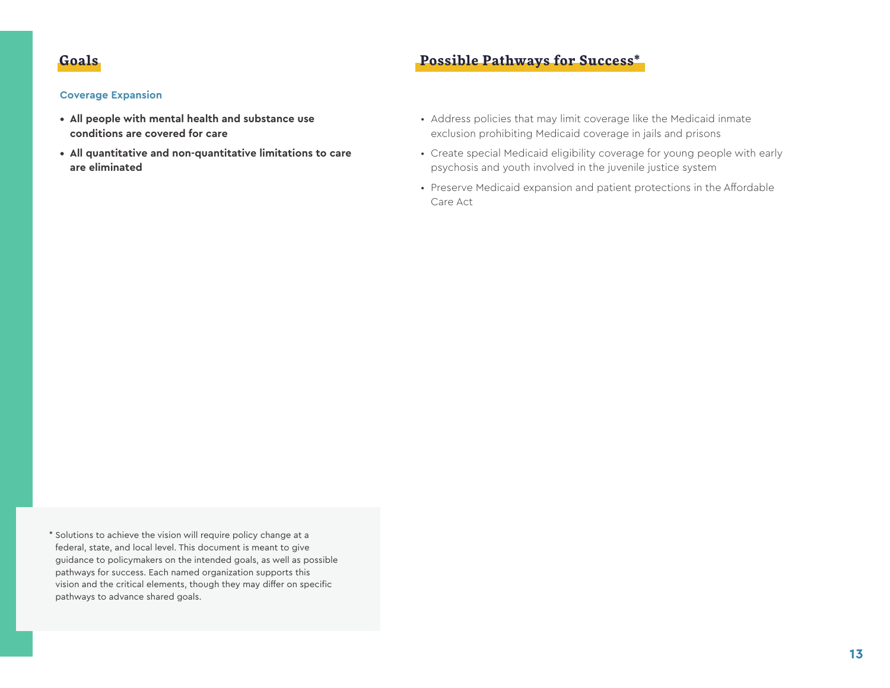## Goals

### Coverage Expansion

- **All people with mental health and substance use conditions are covered for care**
- **All quantitative and non-quantitative limitations to care are eliminated**

## Possible Pathways for Success*

- Address policies that may limit coverage like the Medicaid inmate exclusion prohibiting Medicaid coverage in jails and prisons
- Create special Medicaid eligibility coverage for young people with early psychosis and youth involved in the juvenile justice system
- Preserve Medicaid expansion and patient protections in the Affordable Care Act

* Solutions to achieve the vision will require policy change at a federal, state, and local level. This document is meant to give guidance to policymakers on the intended goals, as well as possible pathways for success. Each named organization supports this vision and the critical elements, though they may differ on specific pathways to advance shared goals.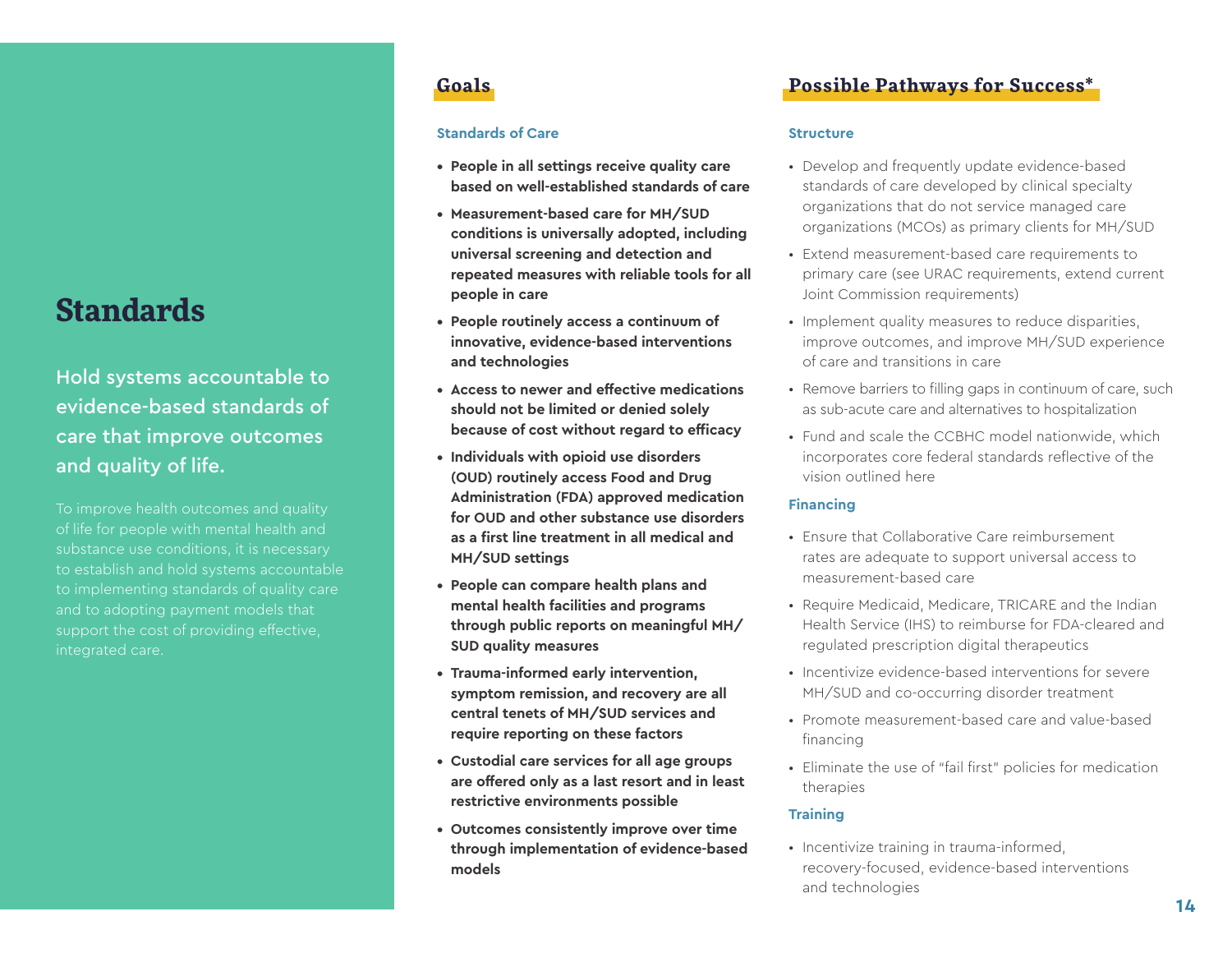# Standards

Hold systems accountable to evidence-based standards of care that improve outcomes and quality of life.

To improve health outcomes and quality of life for people with mental health and substance use conditions, it is necessary to establish and hold systems accountable to implementing standards of quality care and to adopting payment models that support the cost of providing effective, integrated care.

## Goals

### Standards of Care

- **People in all settings receive quality care based on well-established standards of care**
- **Measurement-based care for MH/SUD conditions is universally adopted, including universal screening and detection and repeated measures with reliable tools for all people in care**
- **People routinely access a continuum of innovative, evidence-based interventions and technologies**
- **Access to newer and effective medications should not be limited or denied solely because of cost without regard to efficacy**
- **Individuals with opioid use disorders (OUD) routinely access Food and Drug Administration (FDA) approved medication for OUD and other substance use disorders as a first line treatment in all medical and MH/SUD settings**
- **People can compare health plans and mental health facilities and programs through public reports on meaningful MH/SUD quality measures**
- **Trauma-informed early intervention, symptom remission, and recovery are all central tenets of MH/SUD services and require reporting on these factors**
- **Custodial care services for all age groups are offered only as a last resort and in least restrictive environments possible**
- **Outcomes consistently improve over time through implementation of evidence-based models**

## Possible Pathways for Success*

### Structure

- Develop and frequently update evidence-based standards of care developed by clinical specialty organizations that do not service managed care organizations (MCOs) as primary clients for MH/SUD
- Extend measurement-based care requirements to primary care (see URAC requirements, extend current Joint Commission requirements)
- Implement quality measures to reduce disparities, improve outcomes, and improve MH/SUD experience of care and transitions in care
- Remove barriers to filling gaps in continuum of care, such as sub-acute care and alternatives to hospitalization
- Fund and scale the CCBHC model nationwide, which incorporates core federal standards reflective of the vision outlined here

### Financing

- Ensure that Collaborative Care reimbursement rates are adequate to support universal access to measurement-based care
- Require Medicaid, Medicare, TRICARE and the Indian Health Service (IHS) to reimburse for FDA-cleared and regulated prescription digital therapeutics
- Incentivize evidence-based interventions for severe MH/SUD and co-occurring disorder treatment
- Promote measurement-based care and value-based financing
- Eliminate the use of "fail first" policies for medication therapies

### Training

- Incentivize training in trauma-informed, recovery-focused, evidence-based interventions and technologies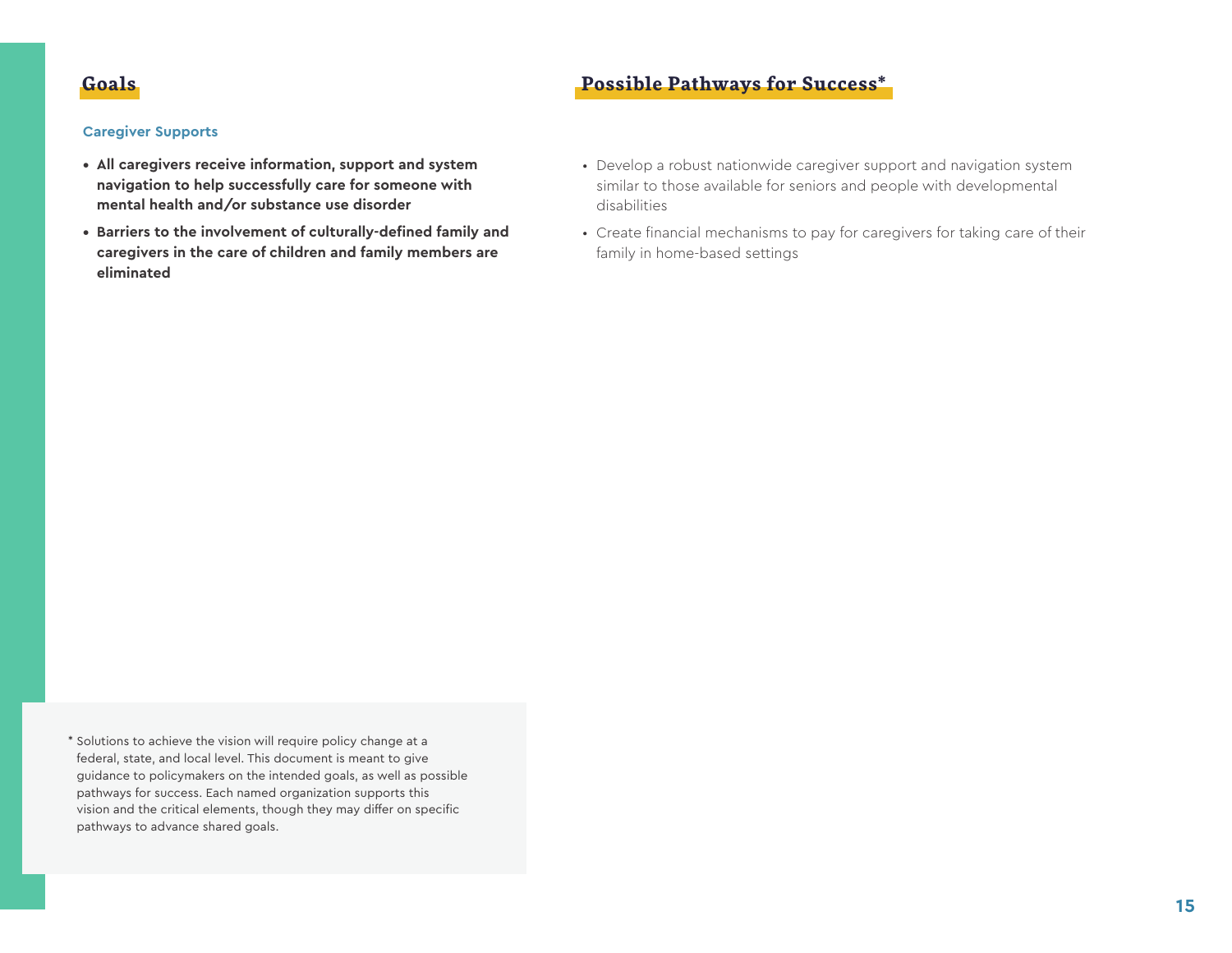## Goals

### Caregiver Supports

- **All caregivers receive information, support and system navigation to help successfully care for someone with mental health and/or substance use disorder**
- **Barriers to the involvement of culturally-defined family and caregivers in the care of children and family members are eliminated**

## Possible Pathways for Success*

- Develop a robust nationwide caregiver support and navigation system similar to those available for seniors and people with developmental disabilities
- Create financial mechanisms to pay for caregivers for taking care of their family in home-based settings

* Solutions to achieve the vision will require policy change at a federal, state, and local level. This document is meant to give guidance to policymakers on the intended goals, as well as possible pathways for success. Each named organization supports this vision and the critical elements, though they may differ on specific pathways to advance shared goals.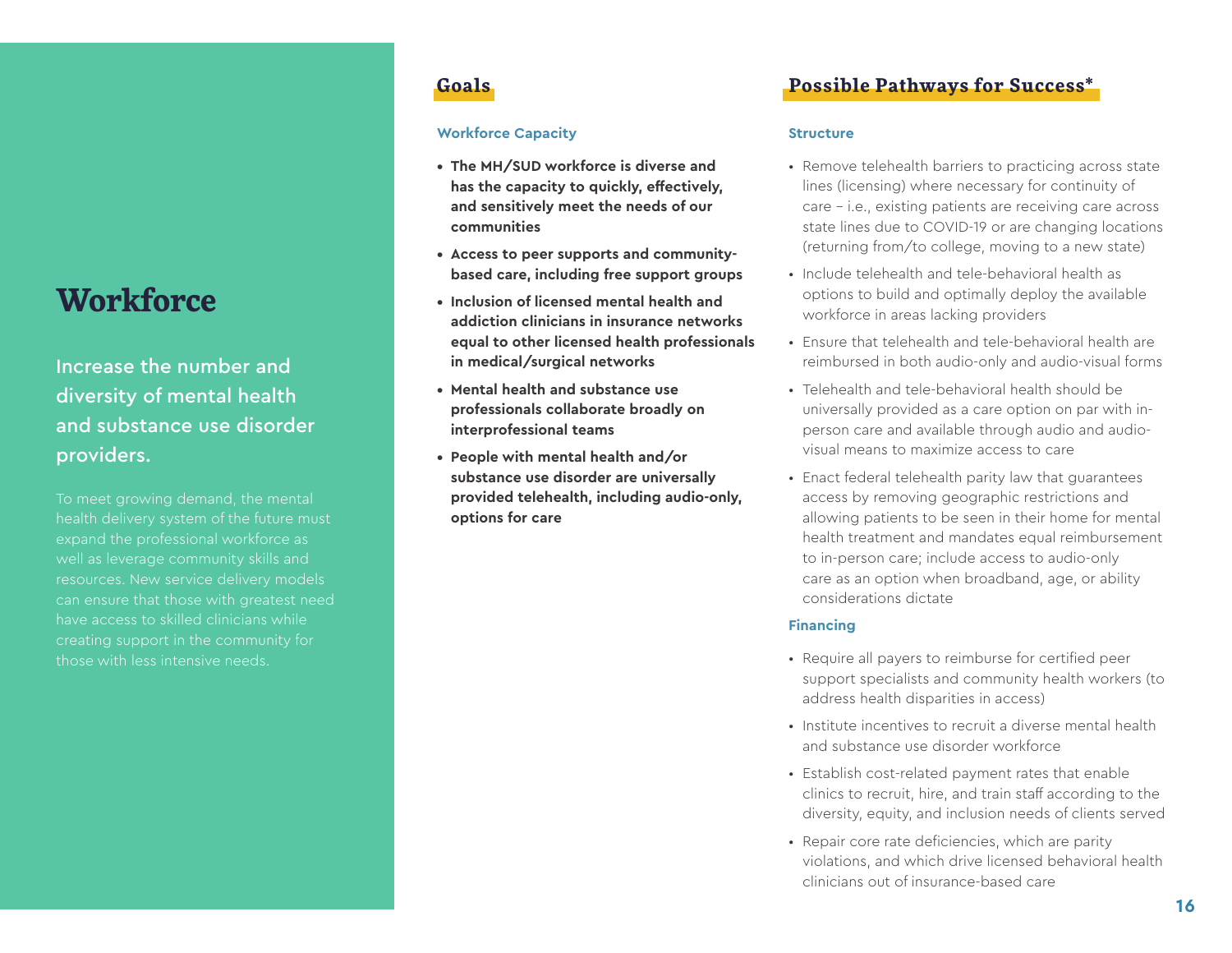# Workforce

## Increase the number and diversity of mental health and substance use disorder providers.

To meet growing demand, the mental health delivery system of the future must expand the professional workforce as well as leverage community skills and resources. New service delivery models can ensure that those with greatest need have access to skilled clinicians while creating support in the community for those with less intensive needs.

## Goals

### Workforce Capacity

- **The MH/SUD workforce is diverse and has the capacity to quickly, effectively, and sensitively meet the needs of our communities**
- **Access to peer supports and community-based care, including free support groups**
- **Inclusion of licensed mental health and addiction clinicians in insurance networks equal to other licensed health professionals in medical/surgical networks**
- **Mental health and substance use professionals collaborate broadly on interprofessional teams**
- **People with mental health and/or substance use disorder are universally provided telehealth, including audio-only, options for care**

## Possible Pathways for Success*

### Structure

- Remove telehealth barriers to practicing across state lines (licensing) where necessary for continuity of care – i.e., existing patients are receiving care across state lines due to COVID-19 or are changing locations (returning from/to college, moving to a new state)
- Include telehealth and tele-behavioral health as options to build and optimally deploy the available workforce in areas lacking providers
- Ensure that telehealth and tele-behavioral health are reimbursed in both audio-only and audio-visual forms
- Telehealth and tele-behavioral health should be universally provided as a care option on par with in-person care and available through audio and audio-visual means to maximize access to care
- Enact federal telehealth parity law that guarantees access by removing geographic restrictions and allowing patients to be seen in their home for mental health treatment and mandates equal reimbursement to in-person care; include access to audio-only care as an option when broadband, age, or ability considerations dictate

### Financing

- Require all payers to reimburse for certified peer support specialists and community health workers (to address health disparities in access)
- Institute incentives to recruit a diverse mental health and substance use disorder workforce
- Establish cost-related payment rates that enable clinics to recruit, hire, and train staff according to the diversity, equity, and inclusion needs of clients served
- Repair core rate deficiencies, which are parity violations, and which drive licensed behavioral health clinicians out of insurance-based care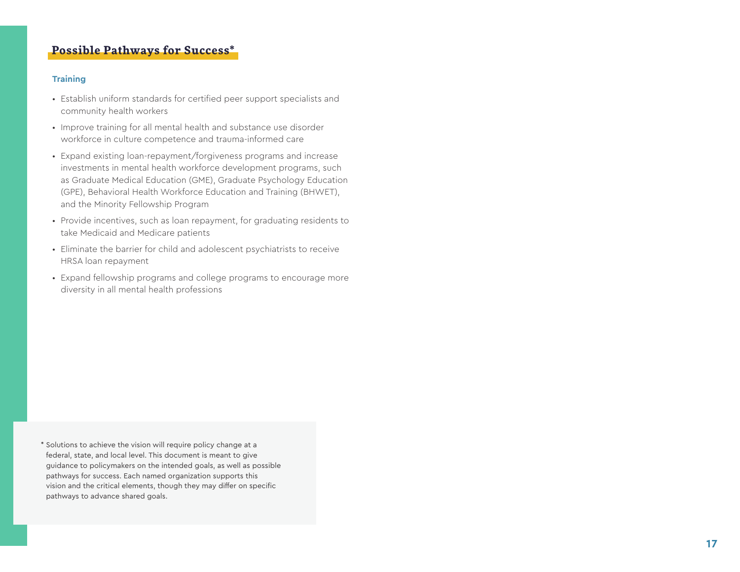## Possible Pathways for Success*

### Training

- Establish uniform standards for certified peer support specialists and community health workers
- Improve training for all mental health and substance use disorder workforce in culture competence and trauma-informed care
- Expand existing loan-repayment/forgiveness programs and increase investments in mental health workforce development programs, such as Graduate Medical Education (GME), Graduate Psychology Education (GPE), Behavioral Health Workforce Education and Training (BHWET), and the Minority Fellowship Program
- Provide incentives, such as loan repayment, for graduating residents to take Medicaid and Medicare patients
- Eliminate the barrier for child and adolescent psychiatrists to receive HRSA loan repayment
- Expand fellowship programs and college programs to encourage more diversity in all mental health professions

* Solutions to achieve the vision will require policy change at a federal, state, and local level. This document is meant to give guidance to policymakers on the intended goals, as well as possible pathways for success. Each named organization supports this vision and the critical elements, though they may differ on specific pathways to advance shared goals.